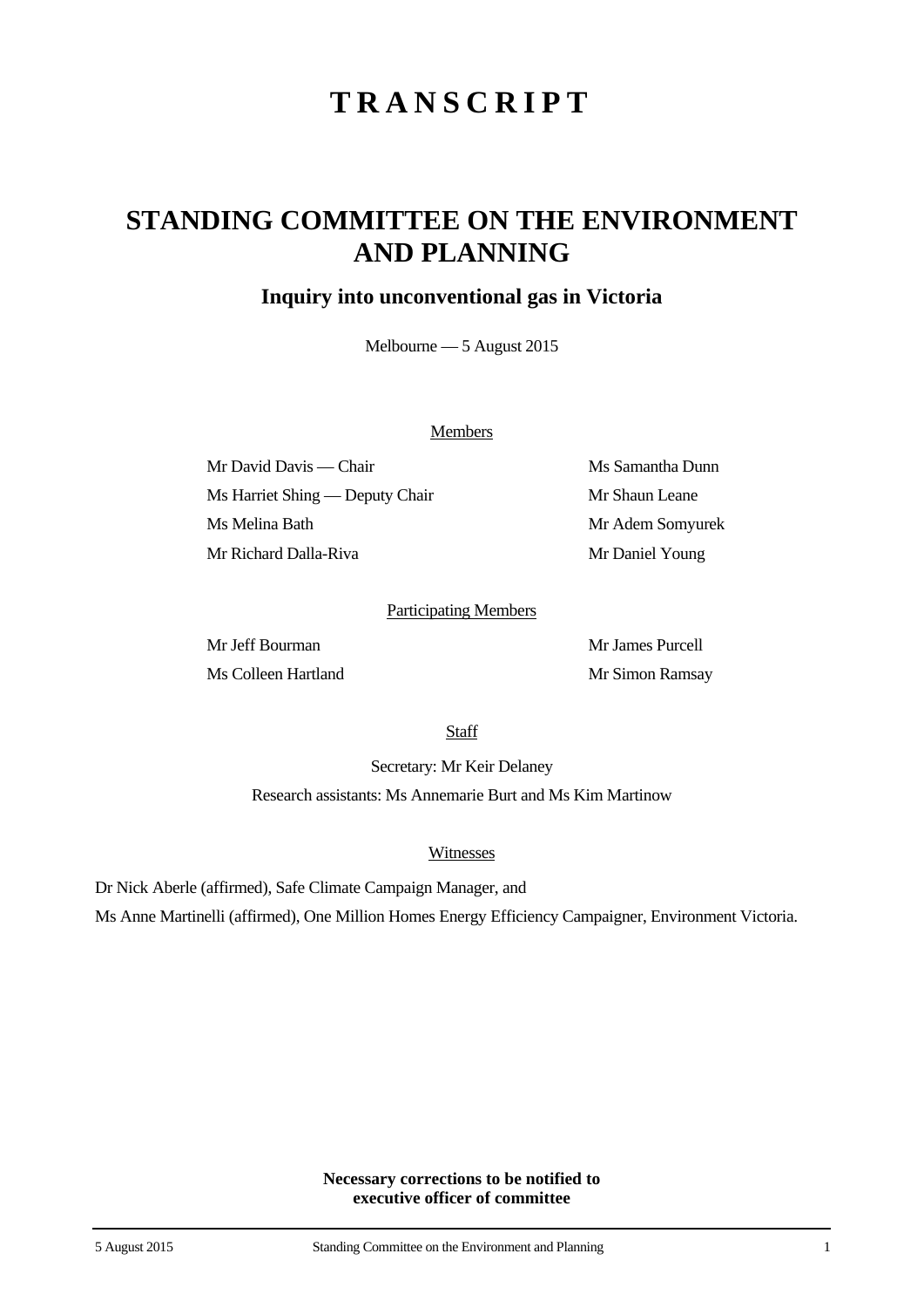# TRANSCRIPT

# STANDING COMMITTEE ON THE ENVIRONMENT AND PLANNING

## Inquiry into unconventional gas in Victoria

Melbourne — 5 August 2015

Members

| | |
|---|---|
| Mr David Davis — Chair | Ms Samantha Dunn |
| Ms Harriet Shing — Deputy Chair | Mr Shaun Leane |
| Ms Melina Bath | Mr Adem Somyurek |
| Mr Richard Dalla-Riva | Mr Daniel Young |

Participating Members

| | |
|---|---|
| Mr Jeff Bourman | Mr James Purcell |
| Ms Colleen Hartland | Mr Simon Ramsay |

Staff

Secretary: Mr Keir Delaney

Research assistants: Ms Annemarie Burt and Ms Kim Martinow

Witnesses

Dr Nick Aberle (affirmed), Safe Climate Campaign Manager, and

Ms Anne Martinelli (affirmed), One Million Homes Energy Efficiency Campaigner, Environment Victoria.

**Necessary corrections to be notified to executive officer of committee**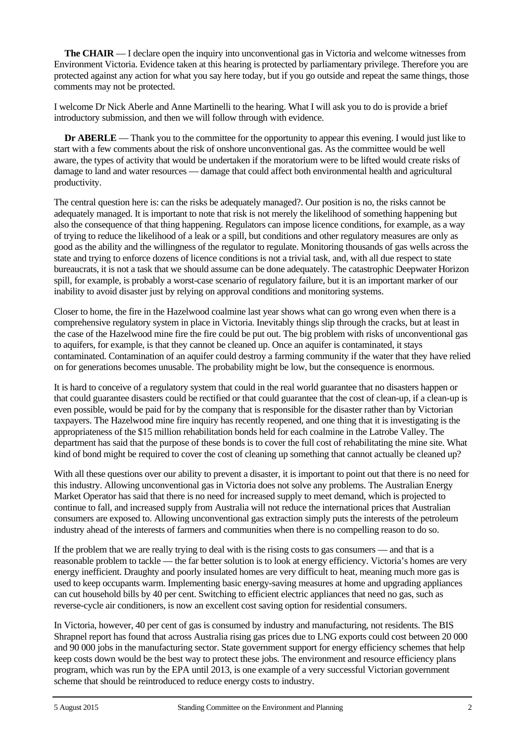**The CHAIR** — I declare open the inquiry into unconventional gas in Victoria and welcome witnesses from Environment Victoria. Evidence taken at this hearing is protected by parliamentary privilege. Therefore you are protected against any action for what you say here today, but if you go outside and repeat the same things, those comments may not be protected.

I welcome Dr Nick Aberle and Anne Martinelli to the hearing. What I will ask you to do is provide a brief introductory submission, and then we will follow through with evidence.

**Dr ABERLE** — Thank you to the committee for the opportunity to appear this evening. I would just like to start with a few comments about the risk of onshore unconventional gas. As the committee would be well aware, the types of activity that would be undertaken if the moratorium were to be lifted would create risks of damage to land and water resources — damage that could affect both environmental health and agricultural productivity.

The central question here is: can the risks be adequately managed?. Our position is no, the risks cannot be adequately managed. It is important to note that risk is not merely the likelihood of something happening but also the consequence of that thing happening. Regulators can impose licence conditions, for example, as a way of trying to reduce the likelihood of a leak or a spill, but conditions and other regulatory measures are only as good as the ability and the willingness of the regulator to regulate. Monitoring thousands of gas wells across the state and trying to enforce dozens of licence conditions is not a trivial task, and, with all due respect to state bureaucrats, it is not a task that we should assume can be done adequately. The catastrophic Deepwater Horizon spill, for example, is probably a worst-case scenario of regulatory failure, but it is an important marker of our inability to avoid disaster just by relying on approval conditions and monitoring systems.

Closer to home, the fire in the Hazelwood coalmine last year shows what can go wrong even when there is a comprehensive regulatory system in place in Victoria. Inevitably things slip through the cracks, but at least in the case of the Hazelwood mine fire the fire could be put out. The big problem with risks of unconventional gas to aquifers, for example, is that they cannot be cleaned up. Once an aquifer is contaminated, it stays contaminated. Contamination of an aquifer could destroy a farming community if the water that they have relied on for generations becomes unusable. The probability might be low, but the consequence is enormous.

It is hard to conceive of a regulatory system that could in the real world guarantee that no disasters happen or that could guarantee disasters could be rectified or that could guarantee that the cost of clean-up, if a clean-up is even possible, would be paid for by the company that is responsible for the disaster rather than by Victorian taxpayers. The Hazelwood mine fire inquiry has recently reopened, and one thing that it is investigating is the appropriateness of the $15 million rehabilitation bonds held for each coalmine in the Latrobe Valley. The department has said that the purpose of these bonds is to cover the full cost of rehabilitating the mine site. What kind of bond might be required to cover the cost of cleaning up something that cannot actually be cleaned up?

With all these questions over our ability to prevent a disaster, it is important to point out that there is no need for this industry. Allowing unconventional gas in Victoria does not solve any problems. The Australian Energy Market Operator has said that there is no need for increased supply to meet demand, which is projected to continue to fall, and increased supply from Australia will not reduce the international prices that Australian consumers are exposed to. Allowing unconventional gas extraction simply puts the interests of the petroleum industry ahead of the interests of farmers and communities when there is no compelling reason to do so.

If the problem that we are really trying to deal with is the rising costs to gas consumers — and that is a reasonable problem to tackle — the far better solution is to look at energy efficiency. Victoria's homes are very energy inefficient. Draughty and poorly insulated homes are very difficult to heat, meaning much more gas is used to keep occupants warm. Implementing basic energy-saving measures at home and upgrading appliances can cut household bills by 40 per cent. Switching to efficient electric appliances that need no gas, such as reverse-cycle air conditioners, is now an excellent cost saving option for residential consumers.

In Victoria, however, 40 per cent of gas is consumed by industry and manufacturing, not residents. The BIS Shrapnel report has found that across Australia rising gas prices due to LNG exports could cost between 20 000 and 90 000 jobs in the manufacturing sector. State government support for energy efficiency schemes that help keep costs down would be the best way to protect these jobs. The environment and resource efficiency plans program, which was run by the EPA until 2013, is one example of a very successful Victorian government scheme that should be reintroduced to reduce energy costs to industry.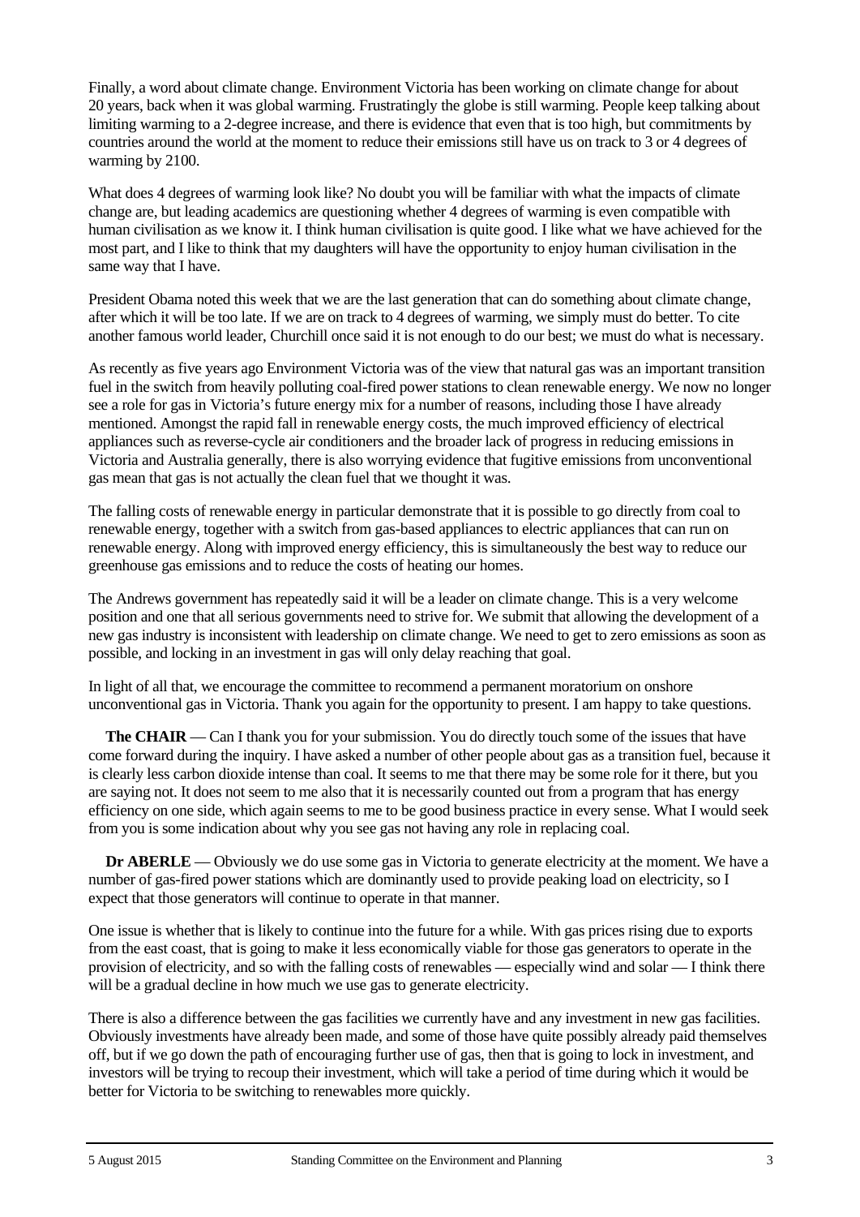Finally, a word about climate change. Environment Victoria has been working on climate change for about 20 years, back when it was global warming. Frustratingly the globe is still warming. People keep talking about limiting warming to a 2-degree increase, and there is evidence that even that is too high, but commitments by countries around the world at the moment to reduce their emissions still have us on track to 3 or 4 degrees of warming by 2100.

What does 4 degrees of warming look like? No doubt you will be familiar with what the impacts of climate change are, but leading academics are questioning whether 4 degrees of warming is even compatible with human civilisation as we know it. I think human civilisation is quite good. I like what we have achieved for the most part, and I like to think that my daughters will have the opportunity to enjoy human civilisation in the same way that I have.

President Obama noted this week that we are the last generation that can do something about climate change, after which it will be too late. If we are on track to 4 degrees of warming, we simply must do better. To cite another famous world leader, Churchill once said it is not enough to do our best; we must do what is necessary.

As recently as five years ago Environment Victoria was of the view that natural gas was an important transition fuel in the switch from heavily polluting coal-fired power stations to clean renewable energy. We now no longer see a role for gas in Victoria's future energy mix for a number of reasons, including those I have already mentioned. Amongst the rapid fall in renewable energy costs, the much improved efficiency of electrical appliances such as reverse-cycle air conditioners and the broader lack of progress in reducing emissions in Victoria and Australia generally, there is also worrying evidence that fugitive emissions from unconventional gas mean that gas is not actually the clean fuel that we thought it was.

The falling costs of renewable energy in particular demonstrate that it is possible to go directly from coal to renewable energy, together with a switch from gas-based appliances to electric appliances that can run on renewable energy. Along with improved energy efficiency, this is simultaneously the best way to reduce our greenhouse gas emissions and to reduce the costs of heating our homes.

The Andrews government has repeatedly said it will be a leader on climate change. This is a very welcome position and one that all serious governments need to strive for. We submit that allowing the development of a new gas industry is inconsistent with leadership on climate change. We need to get to zero emissions as soon as possible, and locking in an investment in gas will only delay reaching that goal.

In light of all that, we encourage the committee to recommend a permanent moratorium on onshore unconventional gas in Victoria. Thank you again for the opportunity to present. I am happy to take questions.

**The CHAIR** — Can I thank you for your submission. You do directly touch some of the issues that have come forward during the inquiry. I have asked a number of other people about gas as a transition fuel, because it is clearly less carbon dioxide intense than coal. It seems to me that there may be some role for it there, but you are saying not. It does not seem to me also that it is necessarily counted out from a program that has energy efficiency on one side, which again seems to me to be good business practice in every sense. What I would seek from you is some indication about why you see gas not having any role in replacing coal.

**Dr ABERLE** — Obviously we do use some gas in Victoria to generate electricity at the moment. We have a number of gas-fired power stations which are dominantly used to provide peaking load on electricity, so I expect that those generators will continue to operate in that manner.

One issue is whether that is likely to continue into the future for a while. With gas prices rising due to exports from the east coast, that is going to make it less economically viable for those gas generators to operate in the provision of electricity, and so with the falling costs of renewables — especially wind and solar — I think there will be a gradual decline in how much we use gas to generate electricity.

There is also a difference between the gas facilities we currently have and any investment in new gas facilities. Obviously investments have already been made, and some of those have quite possibly already paid themselves off, but if we go down the path of encouraging further use of gas, then that is going to lock in investment, and investors will be trying to recoup their investment, which will take a period of time during which it would be better for Victoria to be switching to renewables more quickly.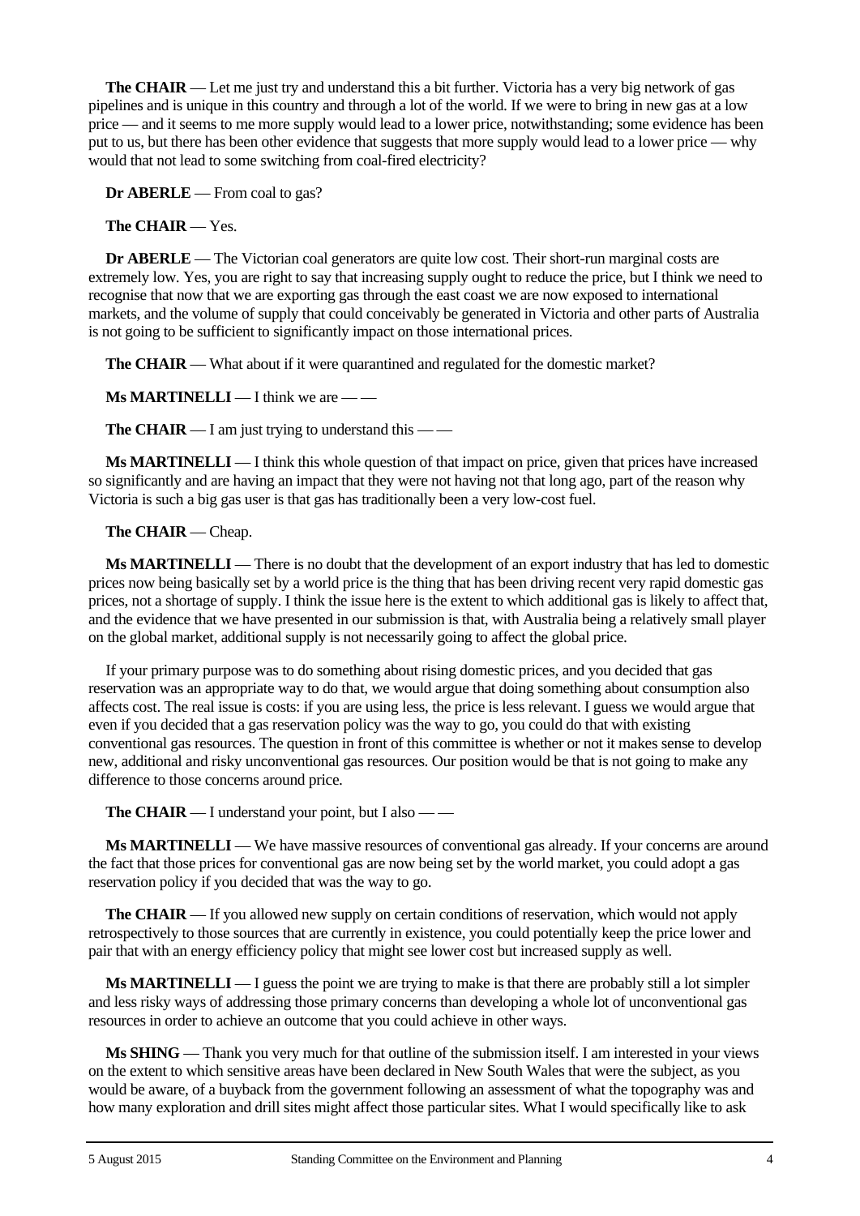**The CHAIR** — Let me just try and understand this a bit further. Victoria has a very big network of gas pipelines and is unique in this country and through a lot of the world. If we were to bring in new gas at a low price — and it seems to me more supply would lead to a lower price, notwithstanding; some evidence has been put to us, but there has been other evidence that suggests that more supply would lead to a lower price — why would that not lead to some switching from coal-fired electricity?

**Dr ABERLE** — From coal to gas?

**The CHAIR** — Yes.

**Dr ABERLE** — The Victorian coal generators are quite low cost. Their short-run marginal costs are extremely low. Yes, you are right to say that increasing supply ought to reduce the price, but I think we need to recognise that now that we are exporting gas through the east coast we are now exposed to international markets, and the volume of supply that could conceivably be generated in Victoria and other parts of Australia is not going to be sufficient to significantly impact on those international prices.

**The CHAIR** — What about if it were quarantined and regulated for the domestic market?

**Ms MARTINELLI** — I think we are — —

**The CHAIR** — I am just trying to understand this — —

**Ms MARTINELLI** — I think this whole question of that impact on price, given that prices have increased so significantly and are having an impact that they were not having not that long ago, part of the reason why Victoria is such a big gas user is that gas has traditionally been a very low-cost fuel.

**The CHAIR** — Cheap.

**Ms MARTINELLI** — There is no doubt that the development of an export industry that has led to domestic prices now being basically set by a world price is the thing that has been driving recent very rapid domestic gas prices, not a shortage of supply. I think the issue here is the extent to which additional gas is likely to affect that, and the evidence that we have presented in our submission is that, with Australia being a relatively small player on the global market, additional supply is not necessarily going to affect the global price.

If your primary purpose was to do something about rising domestic prices, and you decided that gas reservation was an appropriate way to do that, we would argue that doing something about consumption also affects cost. The real issue is costs: if you are using less, the price is less relevant. I guess we would argue that even if you decided that a gas reservation policy was the way to go, you could do that with existing conventional gas resources. The question in front of this committee is whether or not it makes sense to develop new, additional and risky unconventional gas resources. Our position would be that is not going to make any difference to those concerns around price.

**The CHAIR** — I understand your point, but I also — —

**Ms MARTINELLI** — We have massive resources of conventional gas already. If your concerns are around the fact that those prices for conventional gas are now being set by the world market, you could adopt a gas reservation policy if you decided that was the way to go.

**The CHAIR** — If you allowed new supply on certain conditions of reservation, which would not apply retrospectively to those sources that are currently in existence, you could potentially keep the price lower and pair that with an energy efficiency policy that might see lower cost but increased supply as well.

**Ms MARTINELLI** — I guess the point we are trying to make is that there are probably still a lot simpler and less risky ways of addressing those primary concerns than developing a whole lot of unconventional gas resources in order to achieve an outcome that you could achieve in other ways.

**Ms SHING** — Thank you very much for that outline of the submission itself. I am interested in your views on the extent to which sensitive areas have been declared in New South Wales that were the subject, as you would be aware, of a buyback from the government following an assessment of what the topography was and how many exploration and drill sites might affect those particular sites. What I would specifically like to ask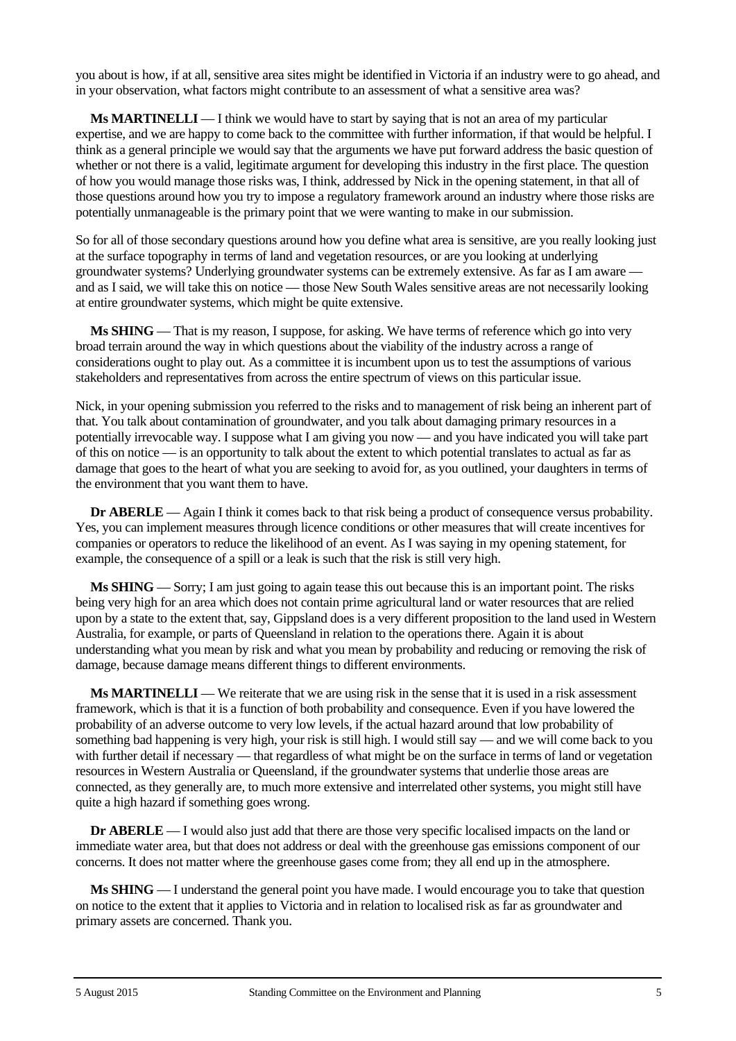you about is how, if at all, sensitive area sites might be identified in Victoria if an industry were to go ahead, and in your observation, what factors might contribute to an assessment of what a sensitive area was?

**Ms MARTINELLI** — I think we would have to start by saying that is not an area of my particular expertise, and we are happy to come back to the committee with further information, if that would be helpful. I think as a general principle we would say that the arguments we have put forward address the basic question of whether or not there is a valid, legitimate argument for developing this industry in the first place. The question of how you would manage those risks was, I think, addressed by Nick in the opening statement, in that all of those questions around how you try to impose a regulatory framework around an industry where those risks are potentially unmanageable is the primary point that we were wanting to make in our submission.

So for all of those secondary questions around how you define what area is sensitive, are you really looking just at the surface topography in terms of land and vegetation resources, or are you looking at underlying groundwater systems? Underlying groundwater systems can be extremely extensive. As far as I am aware — and as I said, we will take this on notice — those New South Wales sensitive areas are not necessarily looking at entire groundwater systems, which might be quite extensive.

**Ms SHING** — That is my reason, I suppose, for asking. We have terms of reference which go into very broad terrain around the way in which questions about the viability of the industry across a range of considerations ought to play out. As a committee it is incumbent upon us to test the assumptions of various stakeholders and representatives from across the entire spectrum of views on this particular issue.

Nick, in your opening submission you referred to the risks and to management of risk being an inherent part of that. You talk about contamination of groundwater, and you talk about damaging primary resources in a potentially irrevocable way. I suppose what I am giving you now — and you have indicated you will take part of this on notice — is an opportunity to talk about the extent to which potential translates to actual as far as damage that goes to the heart of what you are seeking to avoid for, as you outlined, your daughters in terms of the environment that you want them to have.

**Dr ABERLE** — Again I think it comes back to that risk being a product of consequence versus probability. Yes, you can implement measures through licence conditions or other measures that will create incentives for companies or operators to reduce the likelihood of an event. As I was saying in my opening statement, for example, the consequence of a spill or a leak is such that the risk is still very high.

**Ms SHING** — Sorry; I am just going to again tease this out because this is an important point. The risks being very high for an area which does not contain prime agricultural land or water resources that are relied upon by a state to the extent that, say, Gippsland does is a very different proposition to the land used in Western Australia, for example, or parts of Queensland in relation to the operations there. Again it is about understanding what you mean by risk and what you mean by probability and reducing or removing the risk of damage, because damage means different things to different environments.

**Ms MARTINELLI** — We reiterate that we are using risk in the sense that it is used in a risk assessment framework, which is that it is a function of both probability and consequence. Even if you have lowered the probability of an adverse outcome to very low levels, if the actual hazard around that low probability of something bad happening is very high, your risk is still high. I would still say — and we will come back to you with further detail if necessary — that regardless of what might be on the surface in terms of land or vegetation resources in Western Australia or Queensland, if the groundwater systems that underlie those areas are connected, as they generally are, to much more extensive and interrelated other systems, you might still have quite a high hazard if something goes wrong.

**Dr ABERLE** — I would also just add that there are those very specific localised impacts on the land or immediate water area, but that does not address or deal with the greenhouse gas emissions component of our concerns. It does not matter where the greenhouse gases come from; they all end up in the atmosphere.

**Ms SHING** — I understand the general point you have made. I would encourage you to take that question on notice to the extent that it applies to Victoria and in relation to localised risk as far as groundwater and primary assets are concerned. Thank you.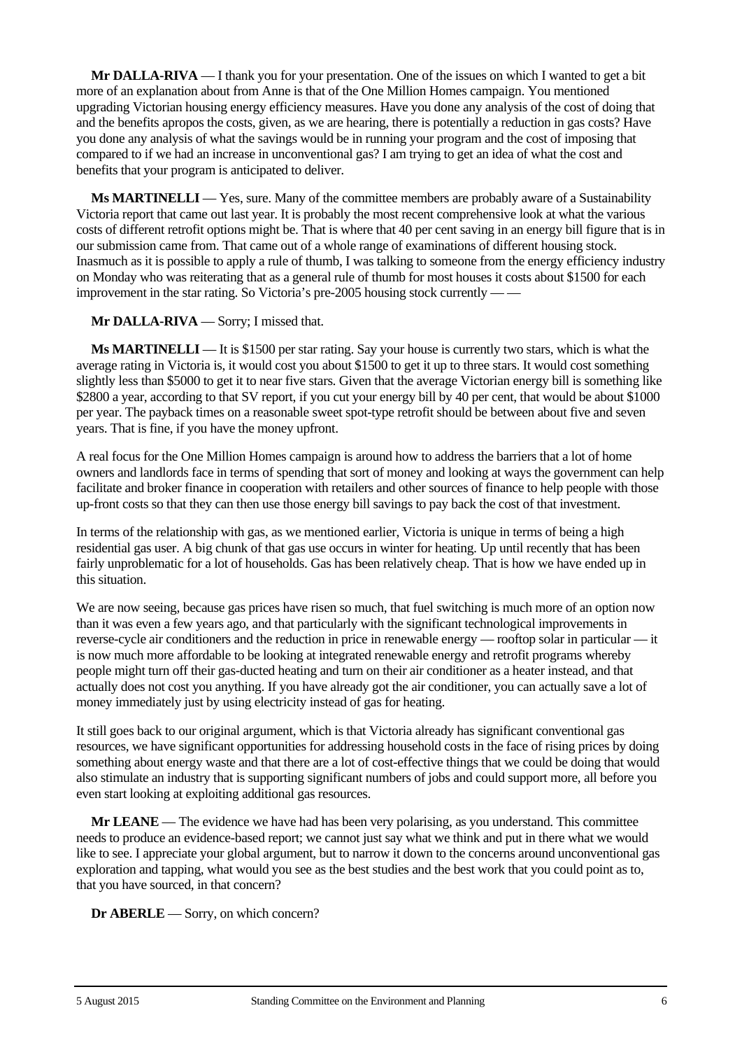**Mr DALLA-RIVA** — I thank you for your presentation. One of the issues on which I wanted to get a bit more of an explanation about from Anne is that of the One Million Homes campaign. You mentioned upgrading Victorian housing energy efficiency measures. Have you done any analysis of the cost of doing that and the benefits apropos the costs, given, as we are hearing, there is potentially a reduction in gas costs? Have you done any analysis of what the savings would be in running your program and the cost of imposing that compared to if we had an increase in unconventional gas? I am trying to get an idea of what the cost and benefits that your program is anticipated to deliver.

**Ms MARTINELLI** — Yes, sure. Many of the committee members are probably aware of a Sustainability Victoria report that came out last year. It is probably the most recent comprehensive look at what the various costs of different retrofit options might be. That is where that 40 per cent saving in an energy bill figure that is in our submission came from. That came out of a whole range of examinations of different housing stock. Inasmuch as it is possible to apply a rule of thumb, I was talking to someone from the energy efficiency industry on Monday who was reiterating that as a general rule of thumb for most houses it costs about $1500 for each improvement in the star rating. So Victoria's pre-2005 housing stock currently — —

**Mr DALLA-RIVA** — Sorry; I missed that.

**Ms MARTINELLI** — It is $1500 per star rating. Say your house is currently two stars, which is what the average rating in Victoria is, it would cost you about $1500 to get it up to three stars. It would cost something slightly less than $5000 to get it to near five stars. Given that the average Victorian energy bill is something like $2800 a year, according to that SV report, if you cut your energy bill by 40 per cent, that would be about $1000 per year. The payback times on a reasonable sweet spot-type retrofit should be between about five and seven years. That is fine, if you have the money upfront.

A real focus for the One Million Homes campaign is around how to address the barriers that a lot of home owners and landlords face in terms of spending that sort of money and looking at ways the government can help facilitate and broker finance in cooperation with retailers and other sources of finance to help people with those up-front costs so that they can then use those energy bill savings to pay back the cost of that investment.

In terms of the relationship with gas, as we mentioned earlier, Victoria is unique in terms of being a high residential gas user. A big chunk of that gas use occurs in winter for heating. Up until recently that has been fairly unproblematic for a lot of households. Gas has been relatively cheap. That is how we have ended up in this situation.

We are now seeing, because gas prices have risen so much, that fuel switching is much more of an option now than it was even a few years ago, and that particularly with the significant technological improvements in reverse-cycle air conditioners and the reduction in price in renewable energy — rooftop solar in particular — it is now much more affordable to be looking at integrated renewable energy and retrofit programs whereby people might turn off their gas-ducted heating and turn on their air conditioner as a heater instead, and that actually does not cost you anything. If you have already got the air conditioner, you can actually save a lot of money immediately just by using electricity instead of gas for heating.

It still goes back to our original argument, which is that Victoria already has significant conventional gas resources, we have significant opportunities for addressing household costs in the face of rising prices by doing something about energy waste and that there are a lot of cost-effective things that we could be doing that would also stimulate an industry that is supporting significant numbers of jobs and could support more, all before you even start looking at exploiting additional gas resources.

**Mr LEANE** — The evidence we have had has been very polarising, as you understand. This committee needs to produce an evidence-based report; we cannot just say what we think and put in there what we would like to see. I appreciate your global argument, but to narrow it down to the concerns around unconventional gas exploration and tapping, what would you see as the best studies and the best work that you could point as to, that you have sourced, in that concern?

**Dr ABERLE** — Sorry, on which concern?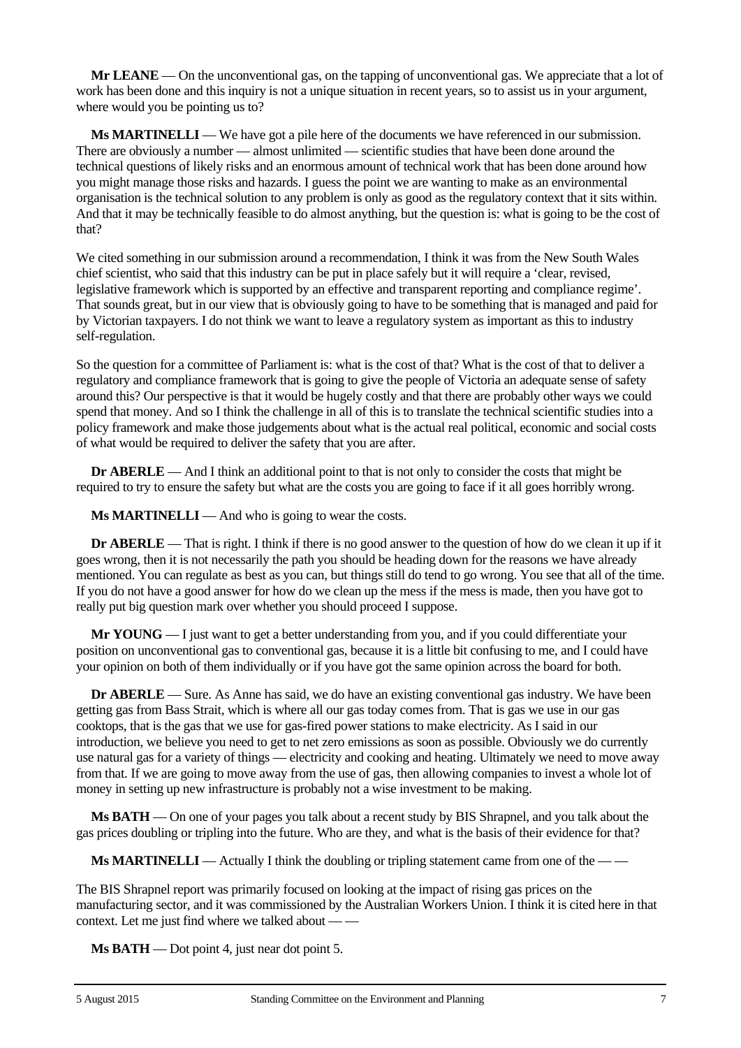**Mr LEANE** — On the unconventional gas, on the tapping of unconventional gas. We appreciate that a lot of work has been done and this inquiry is not a unique situation in recent years, so to assist us in your argument, where would you be pointing us to?

**Ms MARTINELLI** — We have got a pile here of the documents we have referenced in our submission. There are obviously a number — almost unlimited — scientific studies that have been done around the technical questions of likely risks and an enormous amount of technical work that has been done around how you might manage those risks and hazards. I guess the point we are wanting to make as an environmental organisation is the technical solution to any problem is only as good as the regulatory context that it sits within. And that it may be technically feasible to do almost anything, but the question is: what is going to be the cost of that?

We cited something in our submission around a recommendation, I think it was from the New South Wales chief scientist, who said that this industry can be put in place safely but it will require a 'clear, revised, legislative framework which is supported by an effective and transparent reporting and compliance regime'. That sounds great, but in our view that is obviously going to have to be something that is managed and paid for by Victorian taxpayers. I do not think we want to leave a regulatory system as important as this to industry self-regulation.

So the question for a committee of Parliament is: what is the cost of that? What is the cost of that to deliver a regulatory and compliance framework that is going to give the people of Victoria an adequate sense of safety around this? Our perspective is that it would be hugely costly and that there are probably other ways we could spend that money. And so I think the challenge in all of this is to translate the technical scientific studies into a policy framework and make those judgements about what is the actual real political, economic and social costs of what would be required to deliver the safety that you are after.

**Dr ABERLE** — And I think an additional point to that is not only to consider the costs that might be required to try to ensure the safety but what are the costs you are going to face if it all goes horribly wrong.

**Ms MARTINELLI** — And who is going to wear the costs.

**Dr ABERLE** — That is right. I think if there is no good answer to the question of how do we clean it up if it goes wrong, then it is not necessarily the path you should be heading down for the reasons we have already mentioned. You can regulate as best as you can, but things still do tend to go wrong. You see that all of the time. If you do not have a good answer for how do we clean up the mess if the mess is made, then you have got to really put big question mark over whether you should proceed I suppose.

**Mr YOUNG** — I just want to get a better understanding from you, and if you could differentiate your position on unconventional gas to conventional gas, because it is a little bit confusing to me, and I could have your opinion on both of them individually or if you have got the same opinion across the board for both.

**Dr ABERLE** — Sure. As Anne has said, we do have an existing conventional gas industry. We have been getting gas from Bass Strait, which is where all our gas today comes from. That is gas we use in our gas cooktops, that is the gas that we use for gas-fired power stations to make electricity. As I said in our introduction, we believe you need to get to net zero emissions as soon as possible. Obviously we do currently use natural gas for a variety of things — electricity and cooking and heating. Ultimately we need to move away from that. If we are going to move away from the use of gas, then allowing companies to invest a whole lot of money in setting up new infrastructure is probably not a wise investment to be making.

**Ms BATH** — On one of your pages you talk about a recent study by BIS Shrapnel, and you talk about the gas prices doubling or tripling into the future. Who are they, and what is the basis of their evidence for that?

**Ms MARTINELLI** — Actually I think the doubling or tripling statement came from one of the — —

The BIS Shrapnel report was primarily focused on looking at the impact of rising gas prices on the manufacturing sector, and it was commissioned by the Australian Workers Union. I think it is cited here in that context. Let me just find where we talked about — —

**Ms BATH** — Dot point 4, just near dot point 5.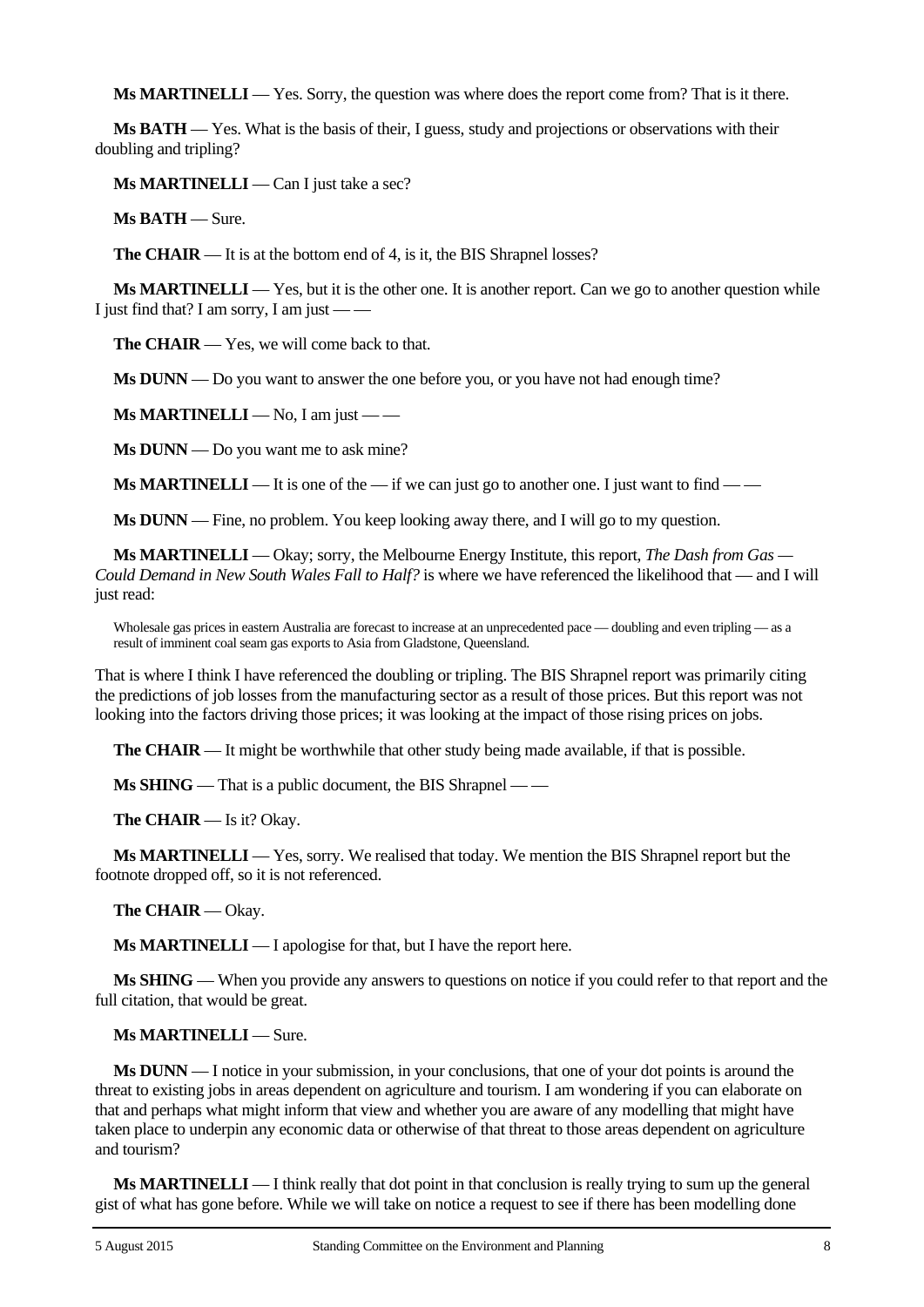**Ms MARTINELLI** — Yes. Sorry, the question was where does the report come from? That is it there.

**Ms BATH** — Yes. What is the basis of their, I guess, study and projections or observations with their doubling and tripling?

**Ms MARTINELLI** — Can I just take a sec?

**Ms BATH** — Sure.

**The CHAIR** — It is at the bottom end of 4, is it, the BIS Shrapnel losses?

**Ms MARTINELLI** — Yes, but it is the other one. It is another report. Can we go to another question while I just find that? I am sorry, I am just — —

**The CHAIR** — Yes, we will come back to that.

**Ms DUNN** — Do you want to answer the one before you, or you have not had enough time?

**Ms MARTINELLI** — No, I am just — —

**Ms DUNN** — Do you want me to ask mine?

**Ms MARTINELLI** — It is one of the — if we can just go to another one. I just want to find — —

**Ms DUNN** — Fine, no problem. You keep looking away there, and I will go to my question.

**Ms MARTINELLI** — Okay; sorry, the Melbourne Energy Institute, this report, *The Dash from Gas — Could Demand in New South Wales Fall to Half?* is where we have referenced the likelihood that — and I will just read:

> Wholesale gas prices in eastern Australia are forecast to increase at an unprecedented pace — doubling and even tripling — as a result of imminent coal seam gas exports to Asia from Gladstone, Queensland.

That is where I think I have referenced the doubling or tripling. The BIS Shrapnel report was primarily citing the predictions of job losses from the manufacturing sector as a result of those prices. But this report was not looking into the factors driving those prices; it was looking at the impact of those rising prices on jobs.

**The CHAIR** — It might be worthwhile that other study being made available, if that is possible.

**Ms SHING** — That is a public document, the BIS Shrapnel — —

**The CHAIR** — Is it? Okay.

**Ms MARTINELLI** — Yes, sorry. We realised that today. We mention the BIS Shrapnel report but the footnote dropped off, so it is not referenced.

**The CHAIR** — Okay.

**Ms MARTINELLI** — I apologise for that, but I have the report here.

**Ms SHING** — When you provide any answers to questions on notice if you could refer to that report and the full citation, that would be great.

**Ms MARTINELLI** — Sure.

**Ms DUNN** — I notice in your submission, in your conclusions, that one of your dot points is around the threat to existing jobs in areas dependent on agriculture and tourism. I am wondering if you can elaborate on that and perhaps what might inform that view and whether you are aware of any modelling that might have taken place to underpin any economic data or otherwise of that threat to those areas dependent on agriculture and tourism?

**Ms MARTINELLI** — I think really that dot point in that conclusion is really trying to sum up the general gist of what has gone before. While we will take on notice a request to see if there has been modelling done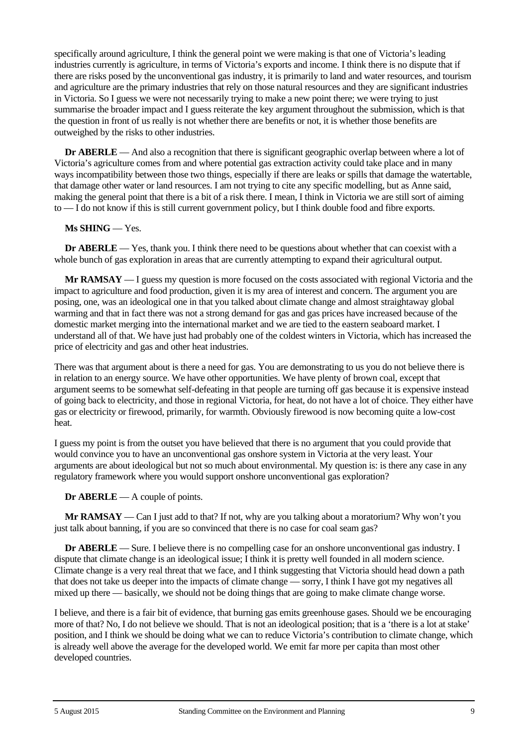specifically around agriculture, I think the general point we were making is that one of Victoria's leading industries currently is agriculture, in terms of Victoria's exports and income. I think there is no dispute that if there are risks posed by the unconventional gas industry, it is primarily to land and water resources, and tourism and agriculture are the primary industries that rely on those natural resources and they are significant industries in Victoria. So I guess we were not necessarily trying to make a new point there; we were trying to just summarise the broader impact and I guess reiterate the key argument throughout the submission, which is that the question in front of us really is not whether there are benefits or not, it is whether those benefits are outweighed by the risks to other industries.

**Dr ABERLE** — And also a recognition that there is significant geographic overlap between where a lot of Victoria's agriculture comes from and where potential gas extraction activity could take place and in many ways incompatibility between those two things, especially if there are leaks or spills that damage the watertable, that damage other water or land resources. I am not trying to cite any specific modelling, but as Anne said, making the general point that there is a bit of a risk there. I mean, I think in Victoria we are still sort of aiming to — I do not know if this is still current government policy, but I think double food and fibre exports.

**Ms SHING** — Yes.

**Dr ABERLE** — Yes, thank you. I think there need to be questions about whether that can coexist with a whole bunch of gas exploration in areas that are currently attempting to expand their agricultural output.

**Mr RAMSAY** — I guess my question is more focused on the costs associated with regional Victoria and the impact to agriculture and food production, given it is my area of interest and concern. The argument you are posing, one, was an ideological one in that you talked about climate change and almost straightaway global warming and that in fact there was not a strong demand for gas and gas prices have increased because of the domestic market merging into the international market and we are tied to the eastern seaboard market. I understand all of that. We have just had probably one of the coldest winters in Victoria, which has increased the price of electricity and gas and other heat industries.

There was that argument about is there a need for gas. You are demonstrating to us you do not believe there is in relation to an energy source. We have other opportunities. We have plenty of brown coal, except that argument seems to be somewhat self-defeating in that people are turning off gas because it is expensive instead of going back to electricity, and those in regional Victoria, for heat, do not have a lot of choice. They either have gas or electricity or firewood, primarily, for warmth. Obviously firewood is now becoming quite a low-cost heat.

I guess my point is from the outset you have believed that there is no argument that you could provide that would convince you to have an unconventional gas onshore system in Victoria at the very least. Your arguments are about ideological but not so much about environmental. My question is: is there any case in any regulatory framework where you would support onshore unconventional gas exploration?

**Dr ABERLE** — A couple of points.

**Mr RAMSAY** — Can I just add to that? If not, why are you talking about a moratorium? Why won't you just talk about banning, if you are so convinced that there is no case for coal seam gas?

**Dr ABERLE** — Sure. I believe there is no compelling case for an onshore unconventional gas industry. I dispute that climate change is an ideological issue; I think it is pretty well founded in all modern science. Climate change is a very real threat that we face, and I think suggesting that Victoria should head down a path that does not take us deeper into the impacts of climate change — sorry, I think I have got my negatives all mixed up there — basically, we should not be doing things that are going to make climate change worse.

I believe, and there is a fair bit of evidence, that burning gas emits greenhouse gases. Should we be encouraging more of that? No, I do not believe we should. That is not an ideological position; that is a 'there is a lot at stake' position, and I think we should be doing what we can to reduce Victoria's contribution to climate change, which is already well above the average for the developed world. We emit far more per capita than most other developed countries.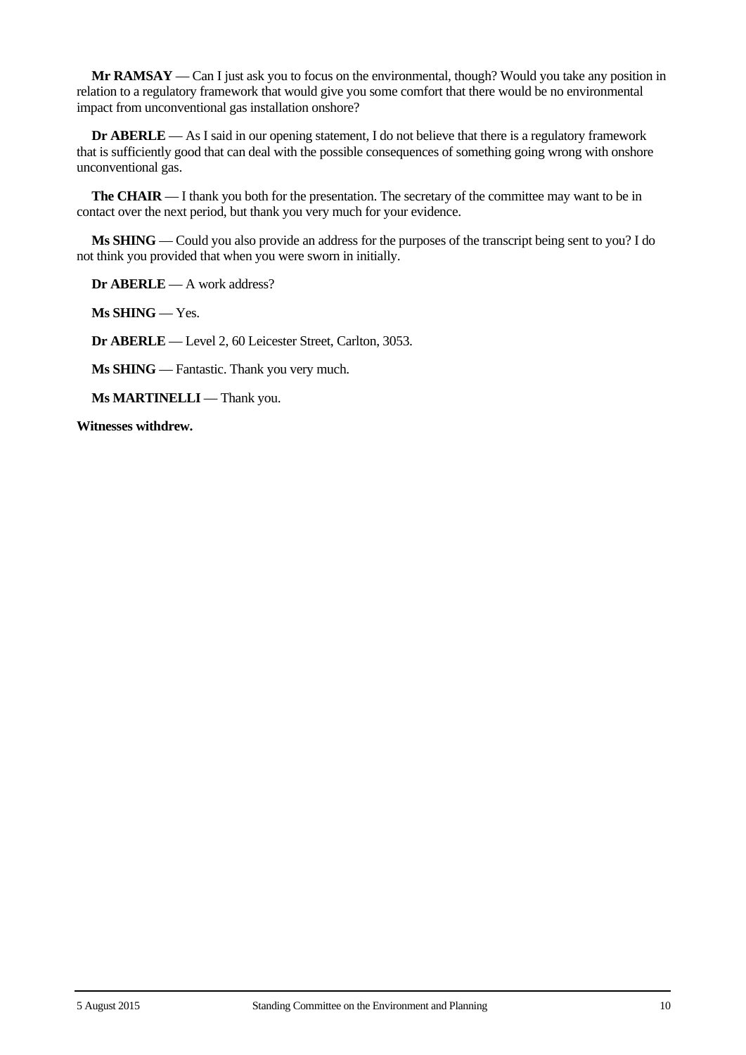**Mr RAMSAY** — Can I just ask you to focus on the environmental, though? Would you take any position in relation to a regulatory framework that would give you some comfort that there would be no environmental impact from unconventional gas installation onshore?

**Dr ABERLE** — As I said in our opening statement, I do not believe that there is a regulatory framework that is sufficiently good that can deal with the possible consequences of something going wrong with onshore unconventional gas.

**The CHAIR** — I thank you both for the presentation. The secretary of the committee may want to be in contact over the next period, but thank you very much for your evidence.

**Ms SHING** — Could you also provide an address for the purposes of the transcript being sent to you? I do not think you provided that when you were sworn in initially.

**Dr ABERLE** — A work address?

**Ms SHING** — Yes.

**Dr ABERLE** — Level 2, 60 Leicester Street, Carlton, 3053.

**Ms SHING** — Fantastic. Thank you very much.

**Ms MARTINELLI** — Thank you.

**Witnesses withdrew.**